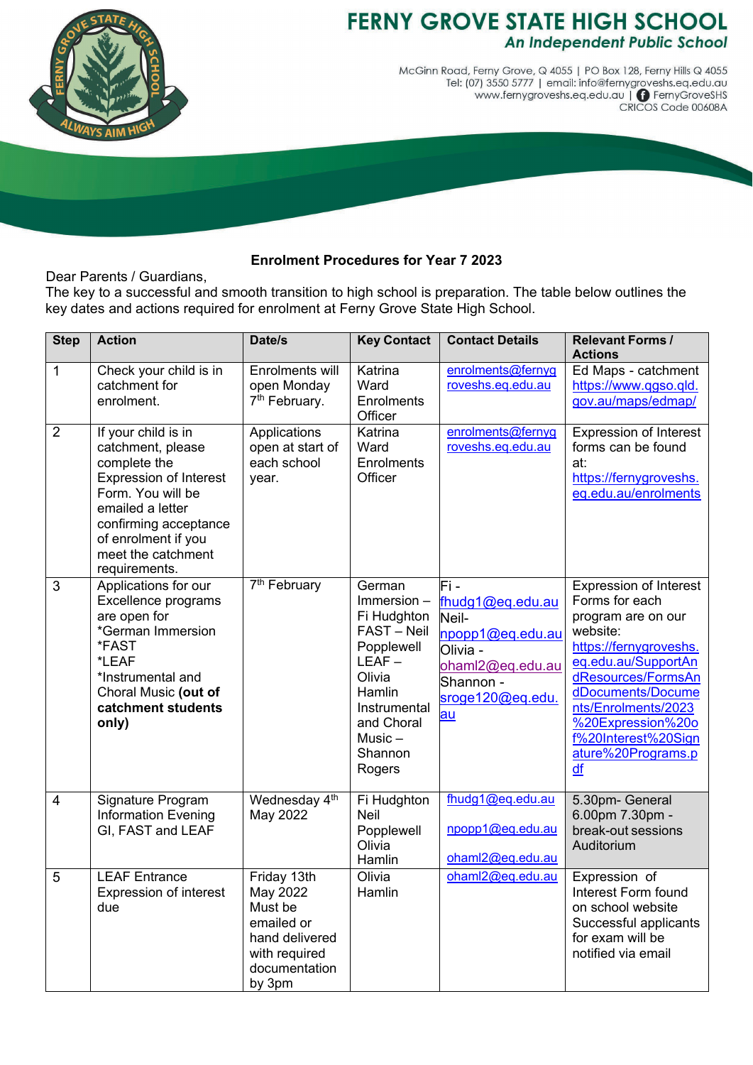# FERNY GROVE STATE HIGH SCHOOL

*An Independent Public School*

McGinn Road, Ferny Grove, Q 4055 | PO Box 128, Ferny Hills Q 4055
Tel: (07) 3550 5777 | email: info@fernygroveshs.eq.edu.au
www.fernygroveshs.eq.edu.au | FernyGroveSHS
CRICOS Code 00608A

**Enrolment Procedures for Year 7 2023**

Dear Parents / Guardians,

The key to a successful and smooth transition to high school is preparation. The table below outlines the key dates and actions required for enrolment at Ferny Grove State High School.

| Step | Action | Date/s | Key Contact | Contact Details | Relevant Forms / Actions |
|---|---|---|---|---|---|
| 1 | Check your child is in catchment for enrolment. | Enrolments will open Monday 7th February. | Katrina Ward Enrolments Officer | enrolments@fernygroveshs.eq.edu.au | Ed Maps - catchment https://www.qgso.qld.gov.au/maps/edmap/ |
| 2 | If your child is in catchment, please complete the Expression of Interest Form. You will be emailed a letter confirming acceptance of enrolment if you meet the catchment requirements. | Applications open at start of each school year. | Katrina Ward Enrolments Officer | enrolments@fernygroveshs.eq.edu.au | Expression of Interest forms can be found at: https://fernygroveshs.eq.edu.au/enrolments |
| 3 | Applications for our Excellence programs are open for *German Immersion *FAST *LEAF *Instrumental and Choral Music **(out of catchment students only)** | 7th February | German Immersion – Fi Hudghton FAST – Neil Popplewell LEAF – Olivia Hamlin Instrumental and Choral Music – Shannon Rogers | Fi - fhudg1@eq.edu.au Neil- npopp1@eq.edu.au Olivia - ohaml2@eq.edu.au Shannon - sroge120@eq.edu.au | Expression of Interest Forms for each program are on our website: https://fernygroveshs.eq.edu.au/SupportAndResources/FormsAndDocuments/Documents/Enrolments/2023%20Expression%20of%20Interest%20Signature%20Programs.pdf |
| 4 | Signature Program Information Evening GI, FAST and LEAF | Wednesday 4th May 2022 | Fi Hudghton Neil Popplewell Olivia Hamlin | fhudg1@eq.edu.au npopp1@eq.edu.au ohaml2@eq.edu.au | 5.30pm- General 6.00pm 7.30pm - break-out sessions Auditorium |
| 5 | LEAF Entrance Expression of interest due | Friday 13th May 2022 Must be emailed or hand delivered with required documentation by 3pm | Olivia Hamlin | ohaml2@eq.edu.au | Expression of Interest Form found on school website Successful applicants for exam will be notified via email |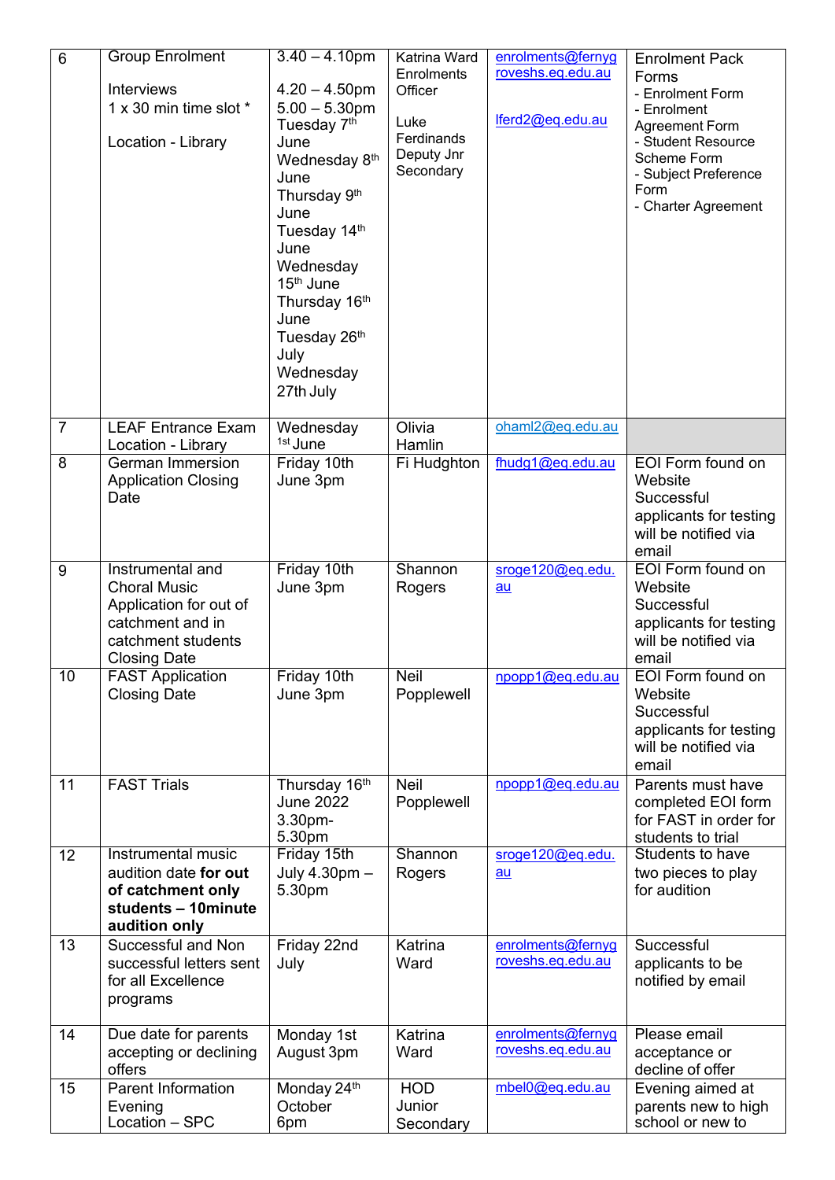| | | | | | |
|---|---|---|---|---|---|
| 6 | Group Enrolment<br><br>Interviews<br>1 x 30 min time slot *<br><br>Location - Library | 3.40 – 4.10pm<br><br>4.20 – 4.50pm<br>5.00 – 5.30pm<br>Tuesday 7th June<br>Wednesday 8th June<br>Thursday 9th June<br>Tuesday 14th June<br>Wednesday 15th June<br>Thursday 16th June<br>Tuesday 26th July<br>Wednesday 27th July | Katrina Ward Enrolments Officer<br><br>Luke Ferdinands Deputy Jnr Secondary | enrolments@fernygroveshs.eq.edu.au<br><br>lferd2@eq.edu.au | Enrolment Pack Forms<br>- Enrolment Form<br>- Enrolment Agreement Form<br>- Student Resource Scheme Form<br>- Subject Preference Form<br>- Charter Agreement |
| 7 | LEAF Entrance Exam<br>Location - Library | Wednesday 1st June | Olivia Hamlin | ohaml2@eq.edu.au | |
| 8 | German Immersion Application Closing Date | Friday 10th June 3pm | Fi Hudghton | fhudg1@eq.edu.au | EOI Form found on Website<br>Successful applicants for testing will be notified via email |
| 9 | Instrumental and Choral Music Application for out of catchment and in catchment students Closing Date | Friday 10th June 3pm | Shannon Rogers | sroge120@eq.edu.au | EOI Form found on Website<br>Successful applicants for testing will be notified via email |
| 10 | FAST Application Closing Date | Friday 10th June 3pm | Neil Popplewell | npopp1@eq.edu.au | EOI Form found on Website<br>Successful applicants for testing will be notified via email |
| 11 | FAST Trials | Thursday 16th June 2022 3.30pm-5.30pm | Neil Popplewell | npopp1@eq.edu.au | Parents must have completed EOI form for FAST in order for students to trial |
| 12 | Instrumental music audition date **for out of catchment only students – 10minute audition only** | Friday 15th July 4.30pm – 5.30pm | Shannon Rogers | sroge120@eq.edu.au | Students to have two pieces to play for audition |
| 13 | Successful and Non successful letters sent for all Excellence programs | Friday 22nd July | Katrina Ward | enrolments@fernygroveshs.eq.edu.au | Successful applicants to be notified by email |
| 14 | Due date for parents accepting or declining offers | Monday 1st August 3pm | Katrina Ward | enrolments@fernygroveshs.eq.edu.au | Please email acceptance or decline of offer |
| 15 | Parent Information Evening<br>Location – SPC | Monday 24th October 6pm | HOD Junior Secondary | mbel0@eq.edu.au | Evening aimed at parents new to high school or new to |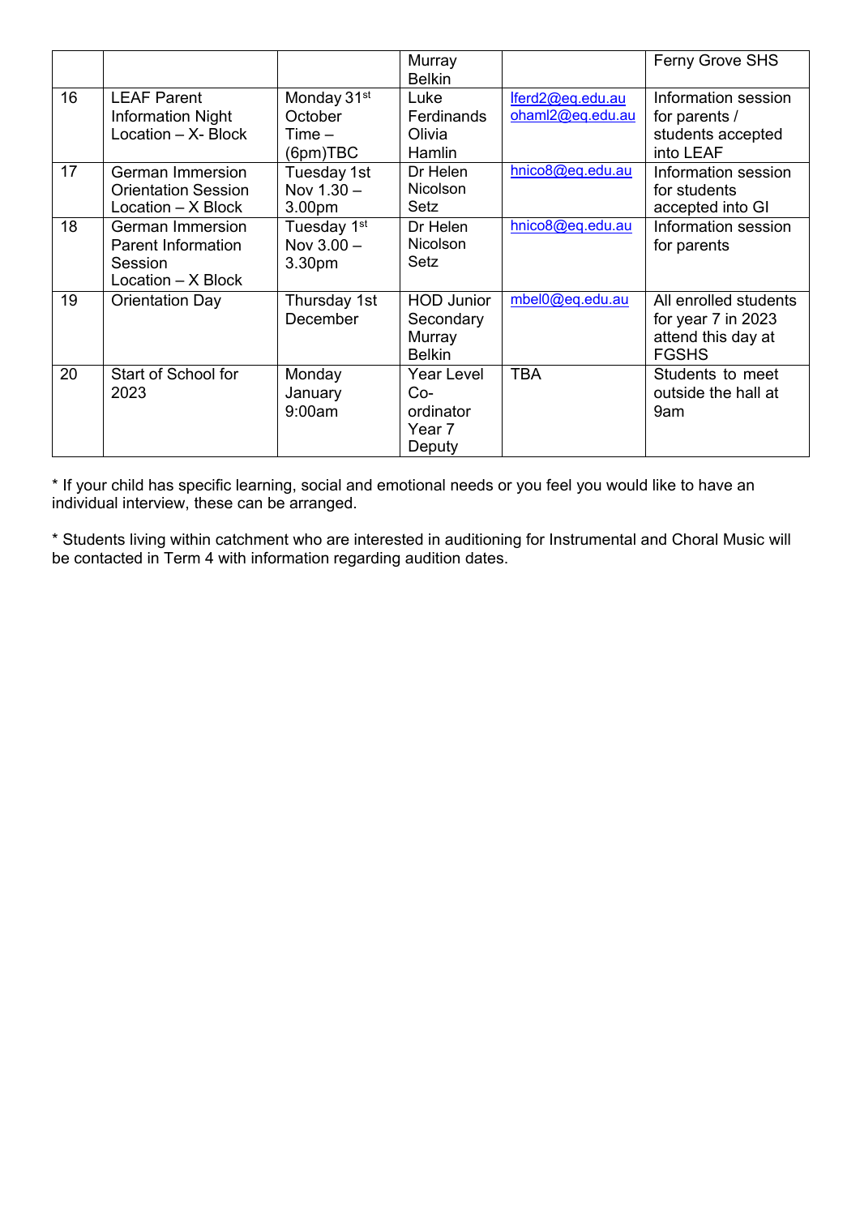| | | | | | |
|---|---|---|---|---|---|
| | | | Murray Belkin | | Ferny Grove SHS |
| 16 | LEAF Parent Information Night Location – X- Block | Monday 31st October Time – (6pm)TBC | Luke Ferdinands Olivia Hamlin | lferd2@eq.edu.au ohaml2@eq.edu.au | Information session for parents / students accepted into LEAF |
| 17 | German Immersion Orientation Session Location – X Block | Tuesday 1st Nov 1.30 – 3.00pm | Dr Helen Nicolson Setz | hnico8@eq.edu.au | Information session for students accepted into GI |
| 18 | German Immersion Parent Information Session Location – X Block | Tuesday 1st Nov 3.00 – 3.30pm | Dr Helen Nicolson Setz | hnico8@eq.edu.au | Information session for parents |
| 19 | Orientation Day | Thursday 1st December | HOD Junior Secondary Murray Belkin | mbel0@eq.edu.au | All enrolled students for year 7 in 2023 attend this day at FGSHS |
| 20 | Start of School for 2023 | Monday January 9:00am | Year Level Co-ordinator Year 7 Deputy | TBA | Students to meet outside the hall at 9am |

* If your child has specific learning, social and emotional needs or you feel you would like to have an individual interview, these can be arranged.

* Students living within catchment who are interested in auditioning for Instrumental and Choral Music will be contacted in Term 4 with information regarding audition dates.